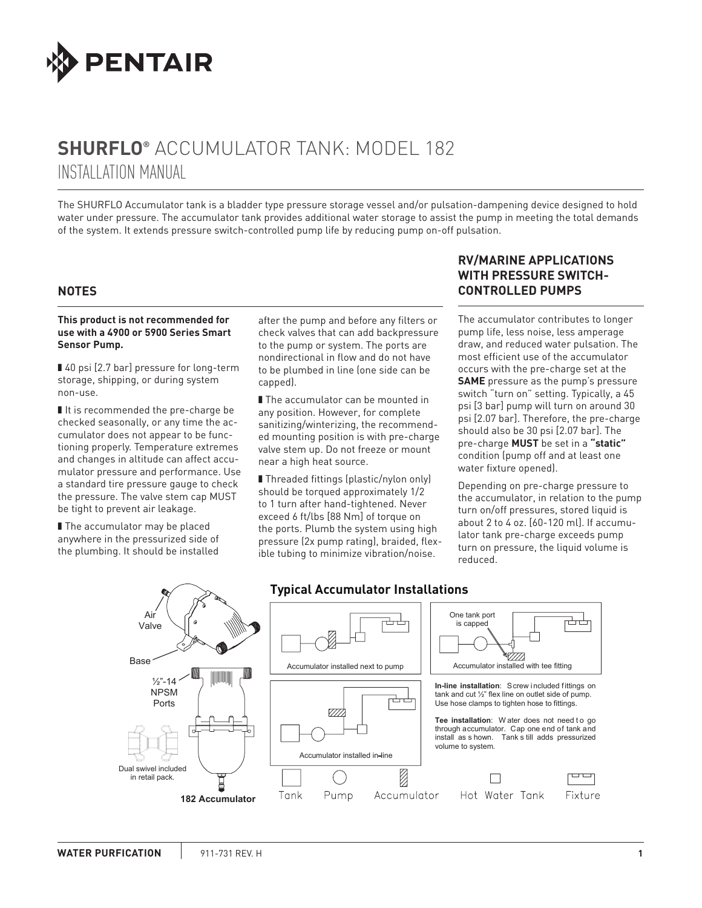# SHURFLO® ACCUMULATOR TANK: MODEL 182

## INSTALLATION MANUAL

The SHURFLO Accumulator tank is a bladder type pressure storage vessel and/or pulsation-dampening device designed to hold water under pressure. The accumulator tank provides additional water storage to assist the pump in meeting the total demands of the system. It extends pressure switch-controlled pump life by reducing pump on-off pulsation.

### NOTES

**This product is not recommended for use with a 4900 or 5900 Series Smart Sensor Pump.**

- 40 psi [2.7 bar] pressure for long-term storage, shipping, or during system non-use.
- It is recommended the pre-charge be checked seasonally, or any time the accumulator does not appear to be functioning properly. Temperature extremes and changes in altitude can affect accumulator pressure and performance. Use a standard tire pressure gauge to check the pressure. The valve stem cap MUST be tight to prevent air leakage.
- The accumulator may be placed anywhere in the pressurized side of the plumbing. It should be installed after the pump and before any filters or check valves that can add backpressure to the pump or system. The ports are nondirectional in flow and do not have to be plumbed in line (one side can be capped).
- The accumulator can be mounted in any position. However, for complete sanitizing/winterizing, the recommended mounting position is with pre-charge valve stem up. Do not freeze or mount near a high heat source.
- Threaded fittings (plastic/nylon only) should be torqued approximately 1/2 to 1 turn after hand-tightened. Never exceed 6 ft/lbs [88 Nm] of torque on the ports. Plumb the system using high pressure (2x pump rating), braided, flexible tubing to minimize vibration/noise.

### RV/MARINE APPLICATIONS WITH PRESSURE SWITCH-CONTROLLED PUMPS

The accumulator contributes to longer pump life, less noise, less amperage draw, and reduced water pulsation. The most efficient use of the accumulator occurs with the pre-charge set at the **SAME** pressure as the pump's pressure switch "turn on" setting. Typically, a 45 psi [3 bar] pump will turn on around 30 psi [2.07 bar]. Therefore, the pre-charge should also be 30 psi [2.07 bar]. The pre-charge **MUST** be set in a **"static"** condition (pump off and at least one water fixture opened).

Depending on pre-charge pressure to the accumulator, in relation to the pump turn on/off pressures, stored liquid is about 2 to 4 oz. [60-120 ml]. If accumulator tank pre-charge exceeds pump turn on pressure, the liquid volume is reduced.

### Typical Accumulator Installations

Air Valve

Base

½"-14 NPSM Ports

Dual swivel included in retail pack.

**182 Accumulator**

Accumulator installed next to pump

One tank port is capped

Accumulator installed with tee fitting

Accumulator installed in-line

**In-line installation**: Screw included fittings on tank and cut ½" flex line on outlet side of pump. Use hose clamps to tighten hose to fittings.

**Tee installation**: Water does not need to go through accumulator. Cap one end of tank and install as shown. Tank still adds pressurized volume to system.

Tank — Pump — Accumulator — Hot Water Tank — Fixture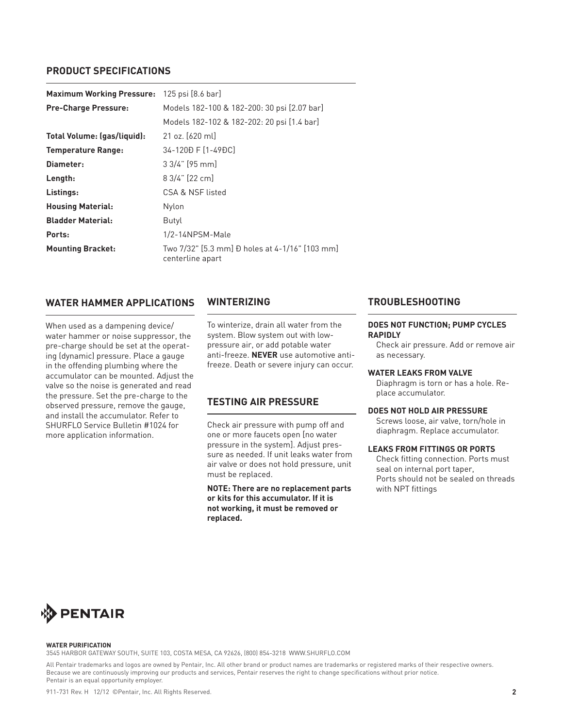## PRODUCT SPECIFICATIONS

| | |
|---|---|
| **Maximum Working Pressure:** | 125 psi [8.6 bar] |
| **Pre-Charge Pressure:** | Models 182-100 & 182-200: 30 psi [2.07 bar] |
| | Models 182-102 & 182-202: 20 psi [1.4 bar] |
| **Total Volume: (gas/liquid):** | 21 oz. [620 ml] |
| **Temperature Range:** | 34-120Ð F [1-49ÐC] |
| **Diameter:** | 3 3/4" [95 mm] |
| **Length:** | 8 3/4" [22 cm] |
| **Listings:** | CSA & NSF listed |
| **Housing Material:** | Nylon |
| **Bladder Material:** | Butyl |
| **Ports:** | 1/2-14NPSM-Male |
| **Mounting Bracket:** | Two 7/32" [5.3 mm] Ð holes at 4-1/16" [103 mm] centerline apart |

## WATER HAMMER APPLICATIONS

When used as a dampening device/ water hammer or noise suppressor, the pre-charge should be set at the operating (dynamic) pressure. Place a gauge in the offending plumbing where the accumulator can be mounted. Adjust the valve so the noise is generated and read the pressure. Set the pre-charge to the observed pressure, remove the gauge, and install the accumulator. Refer to SHURFLO Service Bulletin #1024 for more application information.

## WINTERIZING

To winterize, drain all water from the system. Blow system out with low-pressure air, or add potable water anti-freeze. **NEVER** use automotive anti-freeze. Death or severe injury can occur.

## TESTING AIR PRESSURE

Check air pressure with pump off and one or more faucets open (no water pressure in the system). Adjust pressure as needed. If unit leaks water from air valve or does not hold pressure, unit must be replaced.

**NOTE: There are no replacement parts or kits for this accumulator. If it is not working, it must be removed or replaced.**

## TROUBLESHOOTING

**DOES NOT FUNCTION; PUMP CYCLES RAPIDLY**

Check air pressure. Add or remove air as necessary.

**WATER LEAKS FROM VALVE**

Diaphragm is torn or has a hole. Replace accumulator.

**DOES NOT HOLD AIR PRESSURE**

Screws loose, air valve, torn/hole in diaphragm. Replace accumulator.

**LEAKS FROM FITTINGS OR PORTS**

Check fitting connection. Ports must seal on internal port taper,
Ports should not be sealed on threads with NPT fittings

PENTAIR

**WATER PURIFICATION**

3545 HARBOR GATEWAY SOUTH, SUITE 103, COSTA MESA, CA 92626, (800) 854-3218 WWW.SHURFLO.COM

All Pentair trademarks and logos are owned by Pentair, Inc. All other brand or product names are trademarks or registered marks of their respective owners. Because we are continuously improving our products and services, Pentair reserves the right to change specifications without prior notice. Pentair is an equal opportunity employer.

911-731 Rev. H 12/12 ©Pentair, Inc. All Rights Reserved.